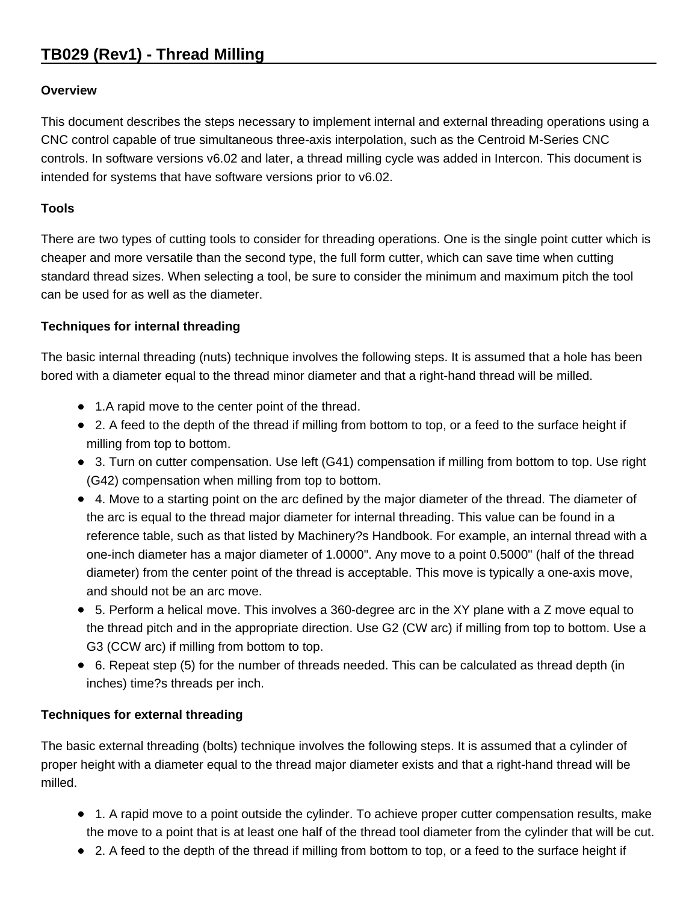# TB029 (Rev1) - Thread Milling

**Overview**

This document describes the steps necessary to implement internal and external threading operations using a CNC control capable of true simultaneous three-axis interpolation, such as the Centroid M-Series CNC controls. In software versions v6.02 and later, a thread milling cycle was added in Intercon. This document is intended for systems that have software versions prior to v6.02.

**Tools**

There are two types of cutting tools to consider for threading operations. One is the single point cutter which is cheaper and more versatile than the second type, the full form cutter, which can save time when cutting standard thread sizes. When selecting a tool, be sure to consider the minimum and maximum pitch the tool can be used for as well as the diameter.

**Techniques for internal threading**

The basic internal threading (nuts) technique involves the following steps. It is assumed that a hole has been bored with a diameter equal to the thread minor diameter and that a right-hand thread will be milled.

- 1.A rapid move to the center point of the thread.
- 2. A feed to the depth of the thread if milling from bottom to top, or a feed to the surface height if milling from top to bottom.
- 3. Turn on cutter compensation. Use left (G41) compensation if milling from bottom to top. Use right (G42) compensation when milling from top to bottom.
- 4. Move to a starting point on the arc defined by the major diameter of the thread. The diameter of the arc is equal to the thread major diameter for internal threading. This value can be found in a reference table, such as that listed by Machinery?s Handbook. For example, an internal thread with a one-inch diameter has a major diameter of 1.0000". Any move to a point 0.5000" (half of the thread diameter) from the center point of the thread is acceptable. This move is typically a one-axis move, and should not be an arc move.
- 5. Perform a helical move. This involves a 360-degree arc in the XY plane with a Z move equal to the thread pitch and in the appropriate direction. Use G2 (CW arc) if milling from top to bottom. Use a G3 (CCW arc) if milling from bottom to top.
- 6. Repeat step (5) for the number of threads needed. This can be calculated as thread depth (in inches) time?s threads per inch.

**Techniques for external threading**

The basic external threading (bolts) technique involves the following steps. It is assumed that a cylinder of proper height with a diameter equal to the thread major diameter exists and that a right-hand thread will be milled.

- 1. A rapid move to a point outside the cylinder. To achieve proper cutter compensation results, make the move to a point that is at least one half of the thread tool diameter from the cylinder that will be cut.
- 2. A feed to the depth of the thread if milling from bottom to top, or a feed to the surface height if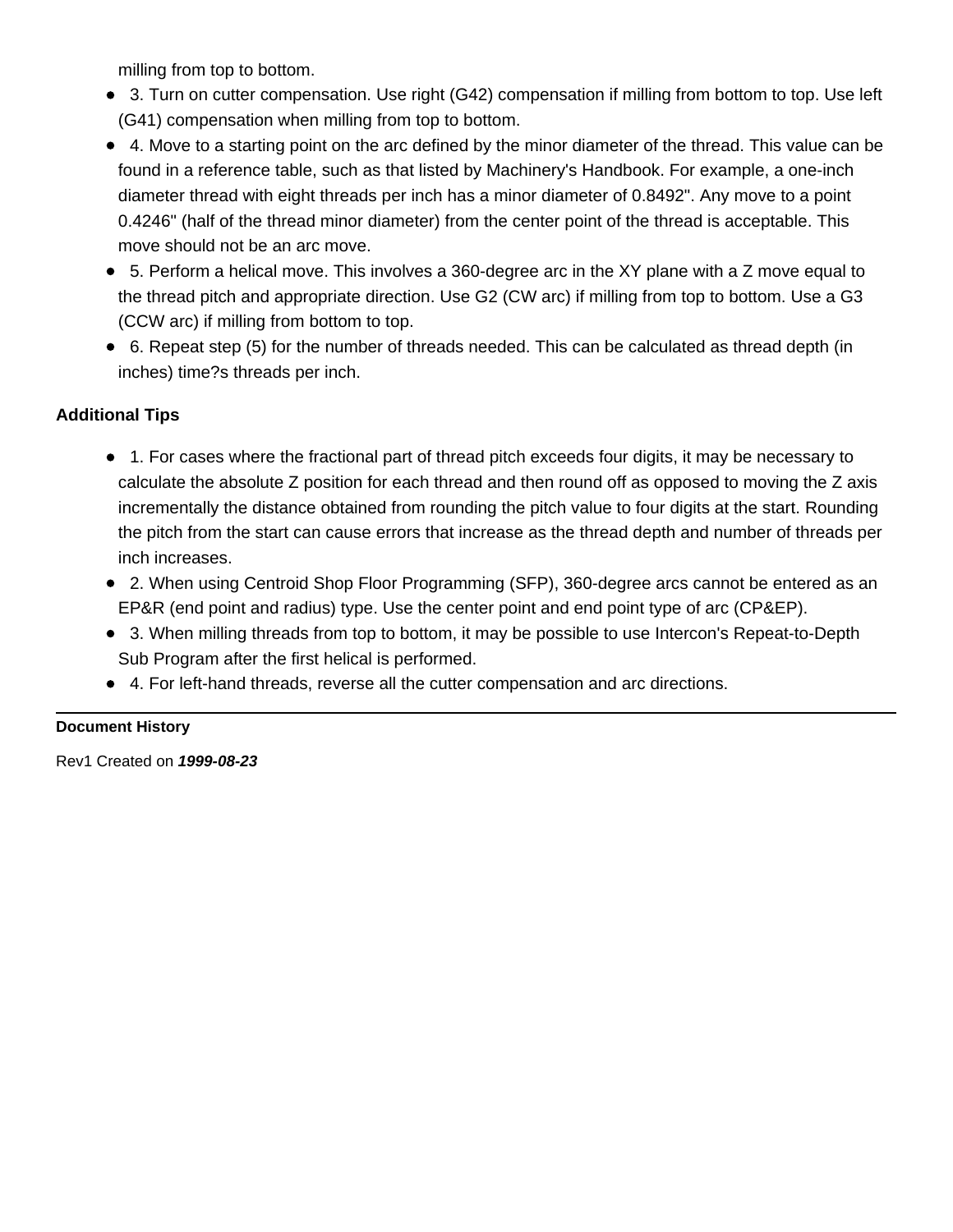milling from top to bottom.

- 3. Turn on cutter compensation. Use right (G42) compensation if milling from bottom to top. Use left (G41) compensation when milling from top to bottom.
- 4. Move to a starting point on the arc defined by the minor diameter of the thread. This value can be found in a reference table, such as that listed by Machinery's Handbook. For example, a one-inch diameter thread with eight threads per inch has a minor diameter of 0.8492". Any move to a point 0.4246" (half of the thread minor diameter) from the center point of the thread is acceptable. This move should not be an arc move.
- 5. Perform a helical move. This involves a 360-degree arc in the XY plane with a Z move equal to the thread pitch and appropriate direction. Use G2 (CW arc) if milling from top to bottom. Use a G3 (CCW arc) if milling from bottom to top.
- 6. Repeat step (5) for the number of threads needed. This can be calculated as thread depth (in inches) time?s threads per inch.

**Additional Tips**

- 1. For cases where the fractional part of thread pitch exceeds four digits, it may be necessary to calculate the absolute Z position for each thread and then round off as opposed to moving the Z axis incrementally the distance obtained from rounding the pitch value to four digits at the start. Rounding the pitch from the start can cause errors that increase as the thread depth and number of threads per inch increases.
- 2. When using Centroid Shop Floor Programming (SFP), 360-degree arcs cannot be entered as an EP&R (end point and radius) type. Use the center point and end point type of arc (CP&EP).
- 3. When milling threads from top to bottom, it may be possible to use Intercon's Repeat-to-Depth Sub Program after the first helical is performed.
- 4. For left-hand threads, reverse all the cutter compensation and arc directions.

---

**Document History**

Rev1 Created on ***1999-08-23***